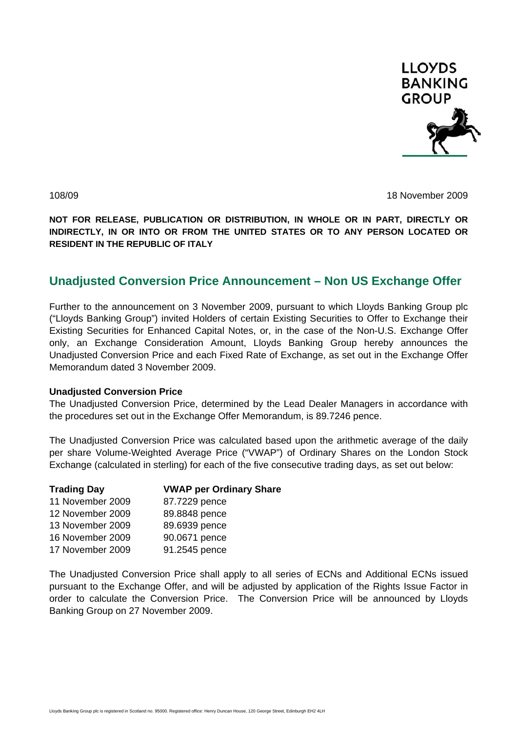LLOYDS BANKING GROUP

108/09

18 November 2009

**NOT FOR RELEASE, PUBLICATION OR DISTRIBUTION, IN WHOLE OR IN PART, DIRECTLY OR INDIRECTLY, IN OR INTO OR FROM THE UNITED STATES OR TO ANY PERSON LOCATED OR RESIDENT IN THE REPUBLIC OF ITALY**

## Unadjusted Conversion Price Announcement – Non US Exchange Offer

Further to the announcement on 3 November 2009, pursuant to which Lloyds Banking Group plc ("Lloyds Banking Group") invited Holders of certain Existing Securities to Offer to Exchange their Existing Securities for Enhanced Capital Notes, or, in the case of the Non-U.S. Exchange Offer only, an Exchange Consideration Amount, Lloyds Banking Group hereby announces the Unadjusted Conversion Price and each Fixed Rate of Exchange, as set out in the Exchange Offer Memorandum dated 3 November 2009.

**Unadjusted Conversion Price**

The Unadjusted Conversion Price, determined by the Lead Dealer Managers in accordance with the procedures set out in the Exchange Offer Memorandum, is 89.7246 pence.

The Unadjusted Conversion Price was calculated based upon the arithmetic average of the daily per share Volume-Weighted Average Price ("VWAP") of Ordinary Shares on the London Stock Exchange (calculated in sterling) for each of the five consecutive trading days, as set out below:

| Trading Day | VWAP per Ordinary Share |
| --- | --- |
| 11 November 2009 | 87.7229 pence |
| 12 November 2009 | 89.8848 pence |
| 13 November 2009 | 89.6939 pence |
| 16 November 2009 | 90.0671 pence |
| 17 November 2009 | 91.2545 pence |

The Unadjusted Conversion Price shall apply to all series of ECNs and Additional ECNs issued pursuant to the Exchange Offer, and will be adjusted by application of the Rights Issue Factor in order to calculate the Conversion Price. The Conversion Price will be announced by Lloyds Banking Group on 27 November 2009.

Lloyds Banking Group plc is registered in Scotland no. 95000. Registered office: Henry Duncan House, 120 George Street, Edinburgh EH2 4LH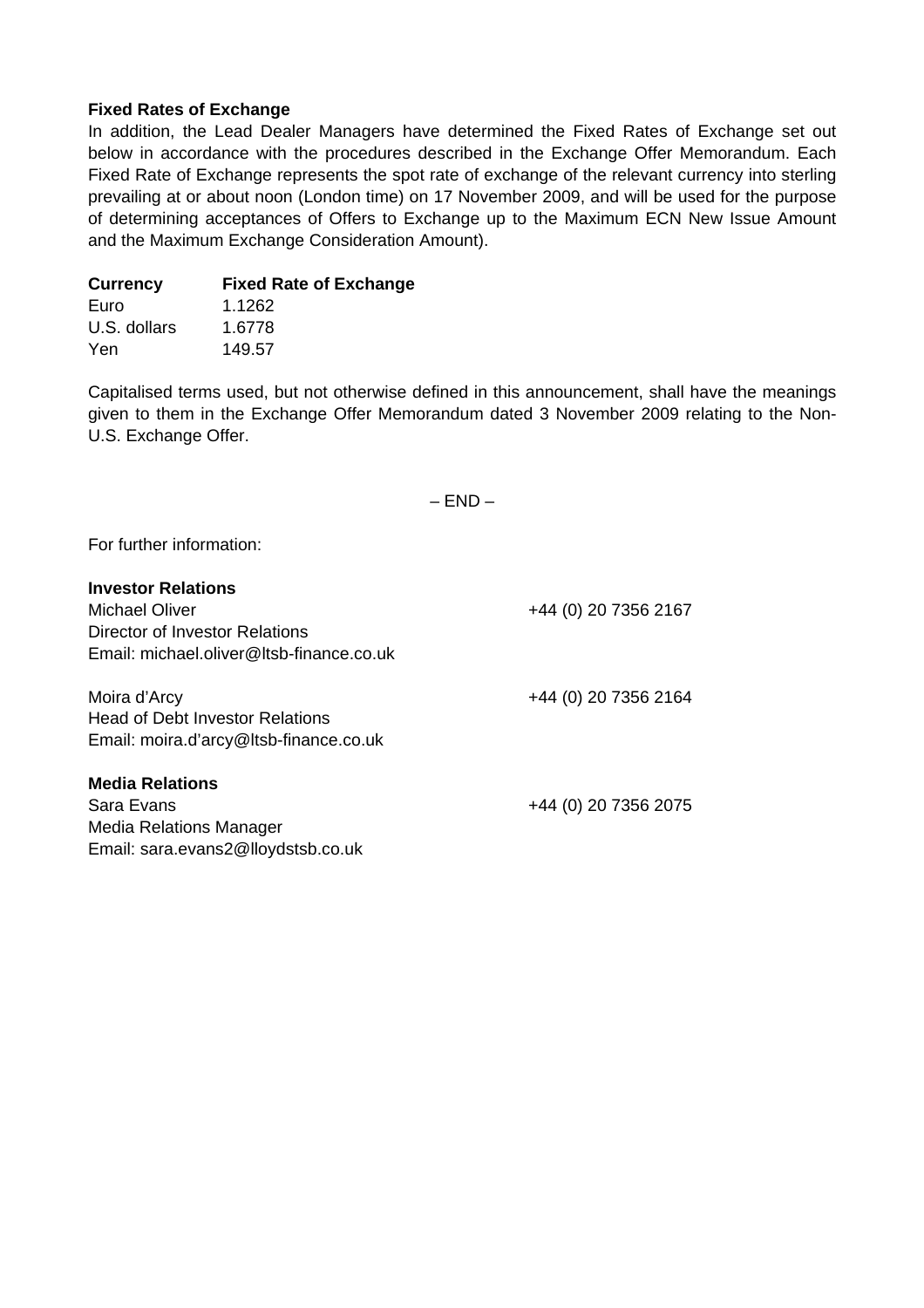**Fixed Rates of Exchange**

In addition, the Lead Dealer Managers have determined the Fixed Rates of Exchange set out below in accordance with the procedures described in the Exchange Offer Memorandum. Each Fixed Rate of Exchange represents the spot rate of exchange of the relevant currency into sterling prevailing at or about noon (London time) on 17 November 2009, and will be used for the purpose of determining acceptances of Offers to Exchange up to the Maximum ECN New Issue Amount and the Maximum Exchange Consideration Amount).

| Currency | Fixed Rate of Exchange |
|---|---|
| Euro | 1.1262 |
| U.S. dollars | 1.6778 |
| Yen | 149.57 |

Capitalised terms used, but not otherwise defined in this announcement, shall have the meanings given to them in the Exchange Offer Memorandum dated 3 November 2009 relating to the Non-U.S. Exchange Offer.

– END –

For further information:

**Investor Relations**

Michael Oliver — +44 (0) 20 7356 2167
Director of Investor Relations
Email: michael.oliver@ltsb-finance.co.uk

Moira d'Arcy — +44 (0) 20 7356 2164
Head of Debt Investor Relations
Email: moira.d'arcy@ltsb-finance.co.uk

**Media Relations**

Sara Evans — +44 (0) 20 7356 2075
Media Relations Manager
Email: sara.evans2@lloydstsb.co.uk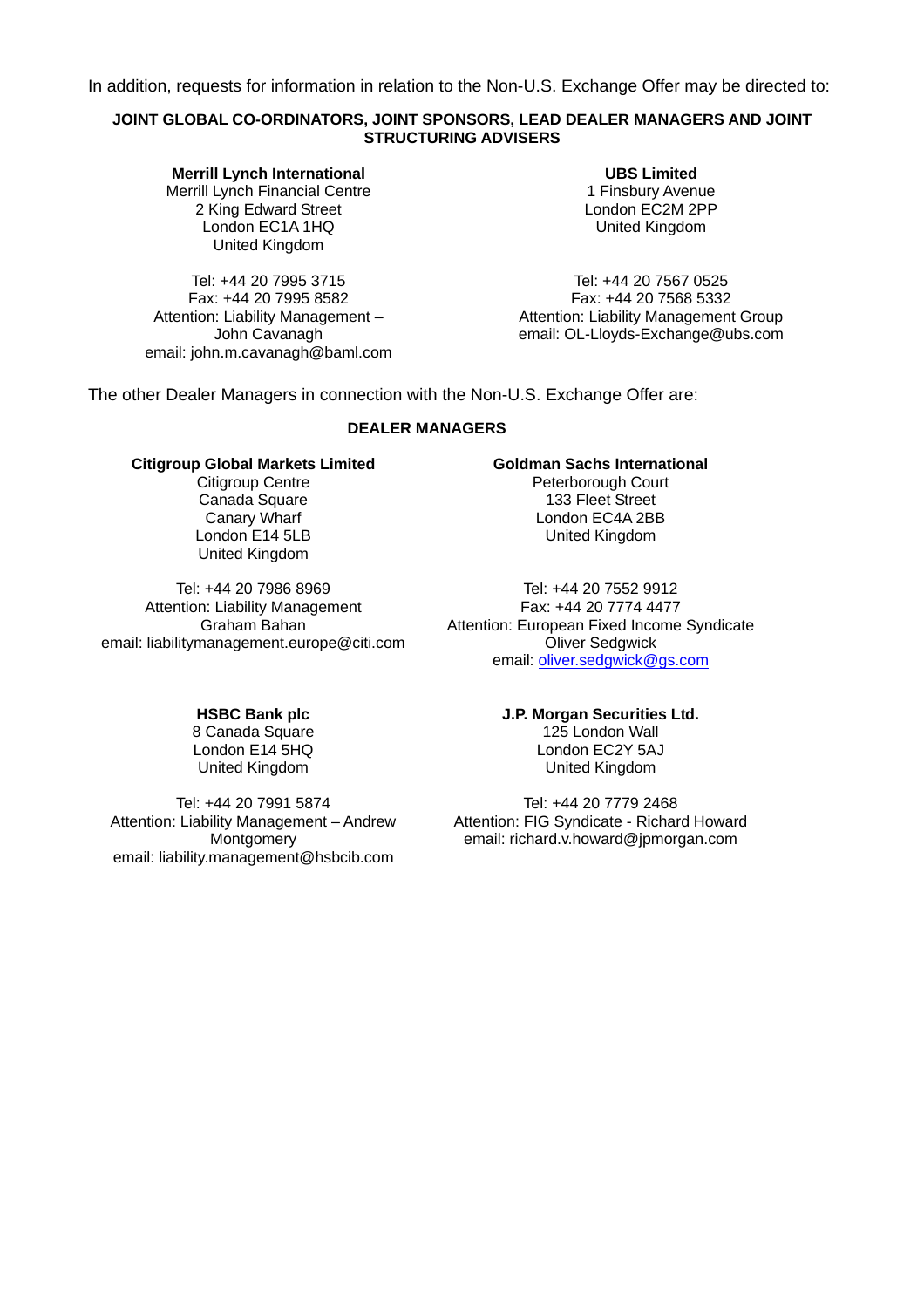In addition, requests for information in relation to the Non-U.S. Exchange Offer may be directed to:

**JOINT GLOBAL CO-ORDINATORS, JOINT SPONSORS, LEAD DEALER MANAGERS AND JOINT STRUCTURING ADVISERS**

**Merrill Lynch International**
Merrill Lynch Financial Centre
2 King Edward Street
London EC1A 1HQ
United Kingdom

Tel: +44 20 7995 3715
Fax: +44 20 7995 8582
Attention: Liability Management – John Cavanagh
email: john.m.cavanagh@baml.com

**UBS Limited**
1 Finsbury Avenue
London EC2M 2PP
United Kingdom

Tel: +44 20 7567 0525
Fax: +44 20 7568 5332
Attention: Liability Management Group
email: OL-Lloyds-Exchange@ubs.com

The other Dealer Managers in connection with the Non-U.S. Exchange Offer are:

**DEALER MANAGERS**

**Citigroup Global Markets Limited**
Citigroup Centre
Canada Square
Canary Wharf
London E14 5LB
United Kingdom

Tel: +44 20 7986 8969
Attention: Liability Management
Graham Bahan
email: liabilitymanagement.europe@citi.com

**Goldman Sachs International**
Peterborough Court
133 Fleet Street
London EC4A 2BB
United Kingdom

Tel: +44 20 7552 9912
Fax: +44 20 7774 4477
Attention: European Fixed Income Syndicate
Oliver Sedgwick
email: oliver.sedgwick@gs.com

**HSBC Bank plc**
8 Canada Square
London E14 5HQ
United Kingdom

Tel: +44 20 7991 5874
Attention: Liability Management – Andrew Montgomery
email: liability.management@hsbcib.com

**J.P. Morgan Securities Ltd.**
125 London Wall
London EC2Y 5AJ
United Kingdom

Tel: +44 20 7779 2468
Attention: FIG Syndicate - Richard Howard
email: richard.v.howard@jpmorgan.com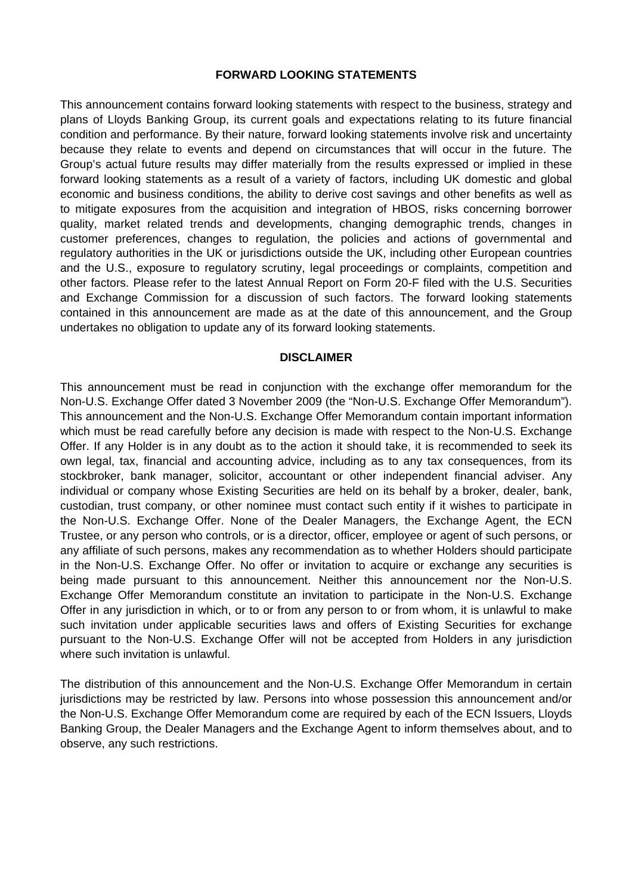## FORWARD LOOKING STATEMENTS

This announcement contains forward looking statements with respect to the business, strategy and plans of Lloyds Banking Group, its current goals and expectations relating to its future financial condition and performance. By their nature, forward looking statements involve risk and uncertainty because they relate to events and depend on circumstances that will occur in the future. The Group's actual future results may differ materially from the results expressed or implied in these forward looking statements as a result of a variety of factors, including UK domestic and global economic and business conditions, the ability to derive cost savings and other benefits as well as to mitigate exposures from the acquisition and integration of HBOS, risks concerning borrower quality, market related trends and developments, changing demographic trends, changes in customer preferences, changes to regulation, the policies and actions of governmental and regulatory authorities in the UK or jurisdictions outside the UK, including other European countries and the U.S., exposure to regulatory scrutiny, legal proceedings or complaints, competition and other factors. Please refer to the latest Annual Report on Form 20-F filed with the U.S. Securities and Exchange Commission for a discussion of such factors. The forward looking statements contained in this announcement are made as at the date of this announcement, and the Group undertakes no obligation to update any of its forward looking statements.

## DISCLAIMER

This announcement must be read in conjunction with the exchange offer memorandum for the Non-U.S. Exchange Offer dated 3 November 2009 (the "Non-U.S. Exchange Offer Memorandum"). This announcement and the Non-U.S. Exchange Offer Memorandum contain important information which must be read carefully before any decision is made with respect to the Non-U.S. Exchange Offer. If any Holder is in any doubt as to the action it should take, it is recommended to seek its own legal, tax, financial and accounting advice, including as to any tax consequences, from its stockbroker, bank manager, solicitor, accountant or other independent financial adviser. Any individual or company whose Existing Securities are held on its behalf by a broker, dealer, bank, custodian, trust company, or other nominee must contact such entity if it wishes to participate in the Non-U.S. Exchange Offer. None of the Dealer Managers, the Exchange Agent, the ECN Trustee, or any person who controls, or is a director, officer, employee or agent of such persons, or any affiliate of such persons, makes any recommendation as to whether Holders should participate in the Non-U.S. Exchange Offer. No offer or invitation to acquire or exchange any securities is being made pursuant to this announcement. Neither this announcement nor the Non-U.S. Exchange Offer Memorandum constitute an invitation to participate in the Non-U.S. Exchange Offer in any jurisdiction in which, or to or from any person to or from whom, it is unlawful to make such invitation under applicable securities laws and offers of Existing Securities for exchange pursuant to the Non-U.S. Exchange Offer will not be accepted from Holders in any jurisdiction where such invitation is unlawful.

The distribution of this announcement and the Non-U.S. Exchange Offer Memorandum in certain jurisdictions may be restricted by law. Persons into whose possession this announcement and/or the Non-U.S. Exchange Offer Memorandum come are required by each of the ECN Issuers, Lloyds Banking Group, the Dealer Managers and the Exchange Agent to inform themselves about, and to observe, any such restrictions.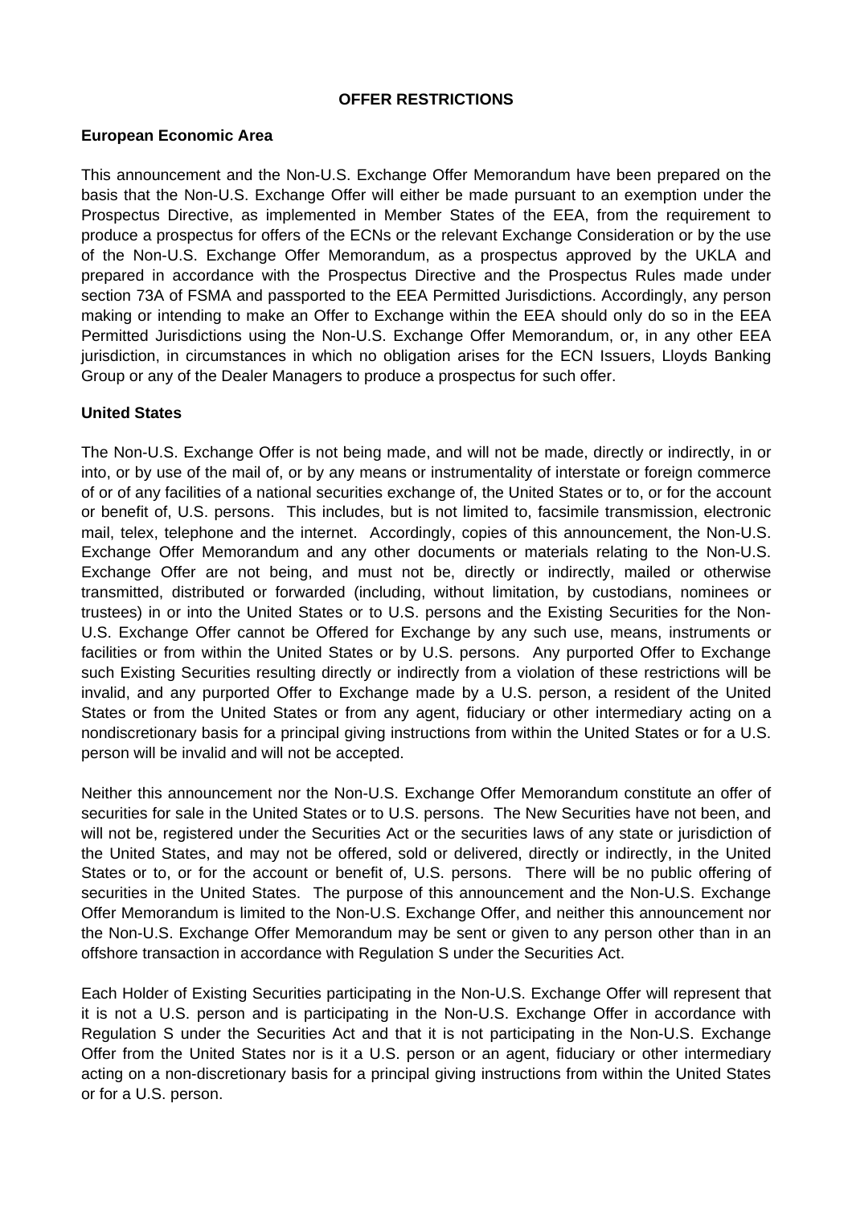# OFFER RESTRICTIONS

## European Economic Area

This announcement and the Non-U.S. Exchange Offer Memorandum have been prepared on the basis that the Non-U.S. Exchange Offer will either be made pursuant to an exemption under the Prospectus Directive, as implemented in Member States of the EEA, from the requirement to produce a prospectus for offers of the ECNs or the relevant Exchange Consideration or by the use of the Non-U.S. Exchange Offer Memorandum, as a prospectus approved by the UKLA and prepared in accordance with the Prospectus Directive and the Prospectus Rules made under section 73A of FSMA and passported to the EEA Permitted Jurisdictions. Accordingly, any person making or intending to make an Offer to Exchange within the EEA should only do so in the EEA Permitted Jurisdictions using the Non-U.S. Exchange Offer Memorandum, or, in any other EEA jurisdiction, in circumstances in which no obligation arises for the ECN Issuers, Lloyds Banking Group or any of the Dealer Managers to produce a prospectus for such offer.

## United States

The Non-U.S. Exchange Offer is not being made, and will not be made, directly or indirectly, in or into, or by use of the mail of, or by any means or instrumentality of interstate or foreign commerce of or of any facilities of a national securities exchange of, the United States or to, or for the account or benefit of, U.S. persons. This includes, but is not limited to, facsimile transmission, electronic mail, telex, telephone and the internet. Accordingly, copies of this announcement, the Non-U.S. Exchange Offer Memorandum and any other documents or materials relating to the Non-U.S. Exchange Offer are not being, and must not be, directly or indirectly, mailed or otherwise transmitted, distributed or forwarded (including, without limitation, by custodians, nominees or trustees) in or into the United States or to U.S. persons and the Existing Securities for the Non-U.S. Exchange Offer cannot be Offered for Exchange by any such use, means, instruments or facilities or from within the United States or by U.S. persons. Any purported Offer to Exchange such Existing Securities resulting directly or indirectly from a violation of these restrictions will be invalid, and any purported Offer to Exchange made by a U.S. person, a resident of the United States or from the United States or from any agent, fiduciary or other intermediary acting on a nondiscretionary basis for a principal giving instructions from within the United States or for a U.S. person will be invalid and will not be accepted.

Neither this announcement nor the Non-U.S. Exchange Offer Memorandum constitute an offer of securities for sale in the United States or to U.S. persons. The New Securities have not been, and will not be, registered under the Securities Act or the securities laws of any state or jurisdiction of the United States, and may not be offered, sold or delivered, directly or indirectly, in the United States or to, or for the account or benefit of, U.S. persons. There will be no public offering of securities in the United States. The purpose of this announcement and the Non-U.S. Exchange Offer Memorandum is limited to the Non-U.S. Exchange Offer, and neither this announcement nor the Non-U.S. Exchange Offer Memorandum may be sent or given to any person other than in an offshore transaction in accordance with Regulation S under the Securities Act.

Each Holder of Existing Securities participating in the Non-U.S. Exchange Offer will represent that it is not a U.S. person and is participating in the Non-U.S. Exchange Offer in accordance with Regulation S under the Securities Act and that it is not participating in the Non-U.S. Exchange Offer from the United States nor is it a U.S. person or an agent, fiduciary or other intermediary acting on a non-discretionary basis for a principal giving instructions from within the United States or for a U.S. person.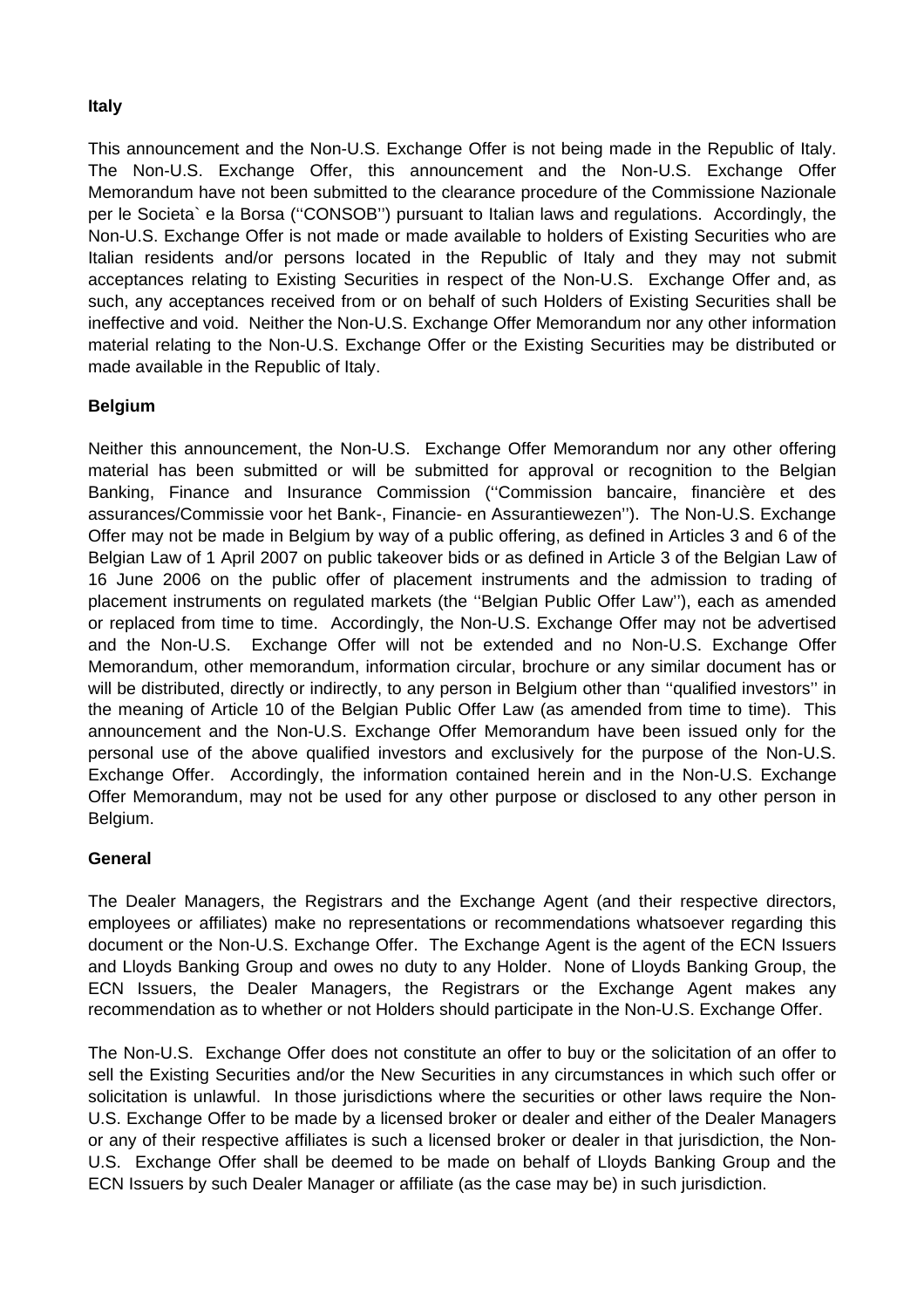**Italy**

This announcement and the Non-U.S. Exchange Offer is not being made in the Republic of Italy. The Non-U.S. Exchange Offer, this announcement and the Non-U.S. Exchange Offer Memorandum have not been submitted to the clearance procedure of the Commissione Nazionale per le Societa` e la Borsa (''CONSOB'') pursuant to Italian laws and regulations. Accordingly, the Non-U.S. Exchange Offer is not made or made available to holders of Existing Securities who are Italian residents and/or persons located in the Republic of Italy and they may not submit acceptances relating to Existing Securities in respect of the Non-U.S. Exchange Offer and, as such, any acceptances received from or on behalf of such Holders of Existing Securities shall be ineffective and void. Neither the Non-U.S. Exchange Offer Memorandum nor any other information material relating to the Non-U.S. Exchange Offer or the Existing Securities may be distributed or made available in the Republic of Italy.

**Belgium**

Neither this announcement, the Non-U.S. Exchange Offer Memorandum nor any other offering material has been submitted or will be submitted for approval or recognition to the Belgian Banking, Finance and Insurance Commission (''Commission bancaire, financière et des assurances/Commissie voor het Bank-, Financie- en Assurantiewezen''). The Non-U.S. Exchange Offer may not be made in Belgium by way of a public offering, as defined in Articles 3 and 6 of the Belgian Law of 1 April 2007 on public takeover bids or as defined in Article 3 of the Belgian Law of 16 June 2006 on the public offer of placement instruments and the admission to trading of placement instruments on regulated markets (the ''Belgian Public Offer Law''), each as amended or replaced from time to time. Accordingly, the Non-U.S. Exchange Offer may not be advertised and the Non-U.S. Exchange Offer will not be extended and no Non-U.S. Exchange Offer Memorandum, other memorandum, information circular, brochure or any similar document has or will be distributed, directly or indirectly, to any person in Belgium other than ''qualified investors'' in the meaning of Article 10 of the Belgian Public Offer Law (as amended from time to time). This announcement and the Non-U.S. Exchange Offer Memorandum have been issued only for the personal use of the above qualified investors and exclusively for the purpose of the Non-U.S. Exchange Offer. Accordingly, the information contained herein and in the Non-U.S. Exchange Offer Memorandum, may not be used for any other purpose or disclosed to any other person in Belgium.

**General**

The Dealer Managers, the Registrars and the Exchange Agent (and their respective directors, employees or affiliates) make no representations or recommendations whatsoever regarding this document or the Non-U.S. Exchange Offer. The Exchange Agent is the agent of the ECN Issuers and Lloyds Banking Group and owes no duty to any Holder. None of Lloyds Banking Group, the ECN Issuers, the Dealer Managers, the Registrars or the Exchange Agent makes any recommendation as to whether or not Holders should participate in the Non-U.S. Exchange Offer.

The Non-U.S. Exchange Offer does not constitute an offer to buy or the solicitation of an offer to sell the Existing Securities and/or the New Securities in any circumstances in which such offer or solicitation is unlawful. In those jurisdictions where the securities or other laws require the Non-U.S. Exchange Offer to be made by a licensed broker or dealer and either of the Dealer Managers or any of their respective affiliates is such a licensed broker or dealer in that jurisdiction, the Non-U.S. Exchange Offer shall be deemed to be made on behalf of Lloyds Banking Group and the ECN Issuers by such Dealer Manager or affiliate (as the case may be) in such jurisdiction.